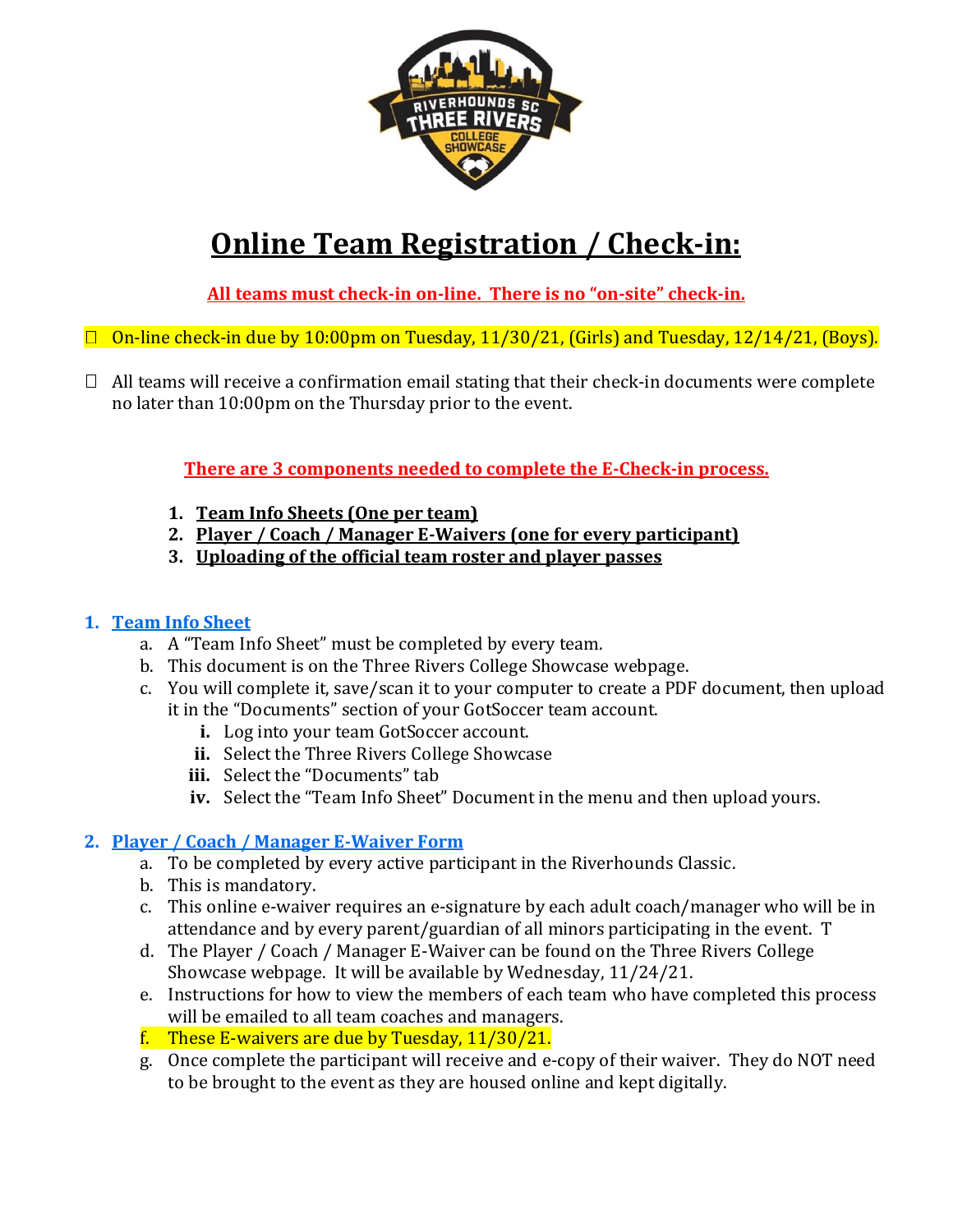# Online Team Registration / Check-in:

**All teams must check-in on-line. There is no "on-site" check-in.**

- On-line check-in due by 10:00pm on Tuesday, 11/30/21, (Girls) and Tuesday, 12/14/21, (Boys).
- All teams will receive a confirmation email stating that their check-in documents were complete no later than 10:00pm on the Thursday prior to the event.

**There are 3 components needed to complete the E-Check-in process.**

1. **Team Info Sheets (One per team)**
2. **Player / Coach / Manager E-Waivers (one for every participant)**
3. **Uploading of the official team roster and player passes**

## 1. Team Info Sheet

a. A "Team Info Sheet" must be completed by every team.
b. This document is on the Three Rivers College Showcase webpage.
c. You will complete it, save/scan it to your computer to create a PDF document, then upload it in the "Documents" section of your GotSoccer team account.
   - **i.** Log into your team GotSoccer account.
   - **ii.** Select the Three Rivers College Showcase
   - **iii.** Select the "Documents" tab
   - **iv.** Select the "Team Info Sheet" Document in the menu and then upload yours.

## 2. Player / Coach / Manager E-Waiver Form

a. To be completed by every active participant in the Riverhounds Classic.
b. This is mandatory.
c. This online e-waiver requires an e-signature by each adult coach/manager who will be in attendance and by every parent/guardian of all minors participating in the event. T
d. The Player / Coach / Manager E-Waiver can be found on the Three Rivers College Showcase webpage. It will be available by Wednesday, 11/24/21.
e. Instructions for how to view the members of each team who have completed this process will be emailed to all team coaches and managers.
f. These E-waivers are due by Tuesday, 11/30/21.
g. Once complete the participant will receive and e-copy of their waiver. They do NOT need to be brought to the event as they are housed online and kept digitally.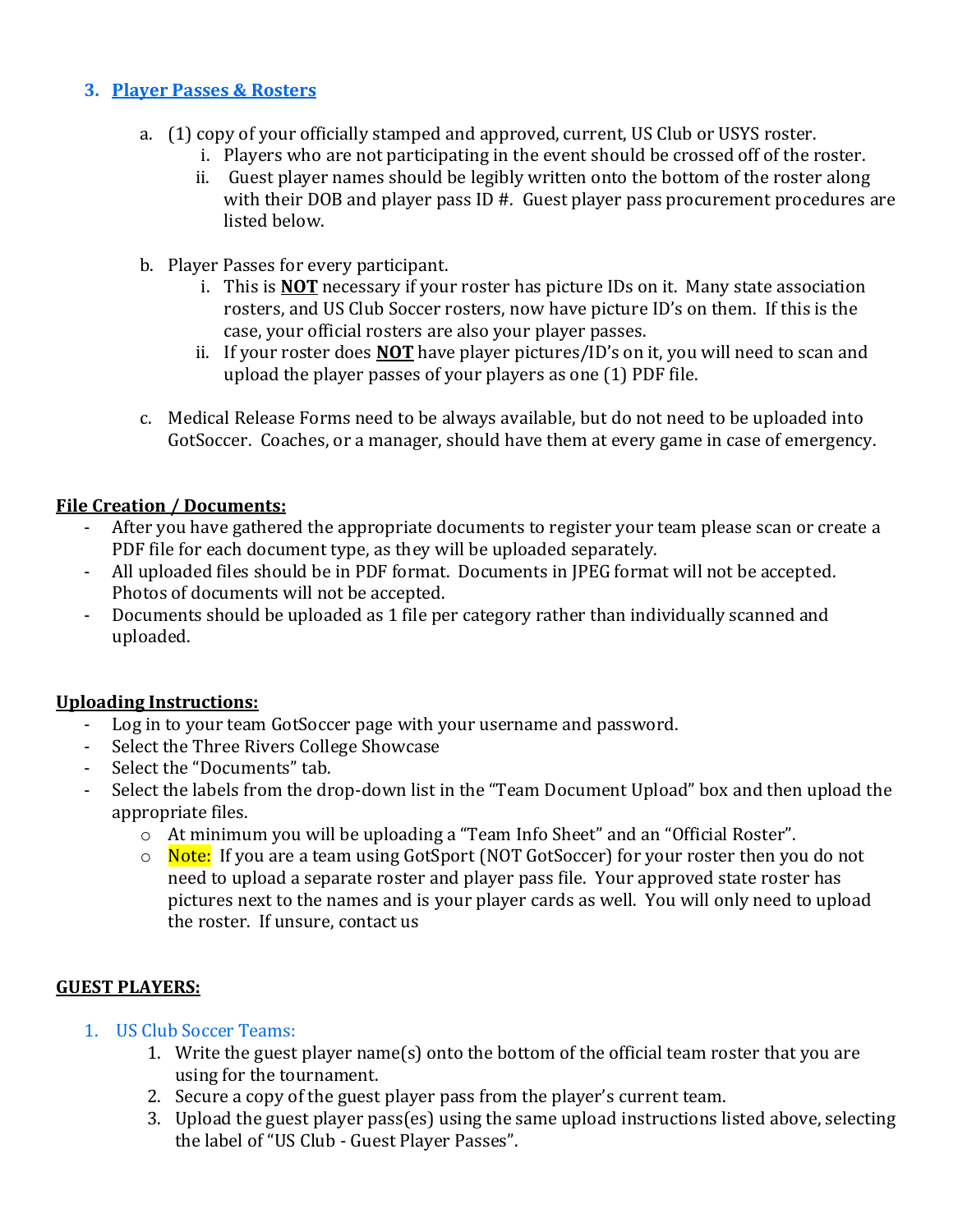## 3. Player Passes & Rosters

a. (1) copy of your officially stamped and approved, current, US Club or USYS roster.
   i. Players who are not participating in the event should be crossed off of the roster.
   ii. Guest player names should be legibly written onto the bottom of the roster along with their DOB and player pass ID #. Guest player pass procurement procedures are listed below.

b. Player Passes for every participant.
   i. This is **NOT** necessary if your roster has picture IDs on it. Many state association rosters, and US Club Soccer rosters, now have picture ID's on them. If this is the case, your official rosters are also your player passes.
   ii. If your roster does **NOT** have player pictures/ID's on it, you will need to scan and upload the player passes of your players as one (1) PDF file.

c. Medical Release Forms need to be always available, but do not need to be uploaded into GotSoccer. Coaches, or a manager, should have them at every game in case of emergency.

**File Creation / Documents:**

- After you have gathered the appropriate documents to register your team please scan or create a PDF file for each document type, as they will be uploaded separately.
- All uploaded files should be in PDF format. Documents in JPEG format will not be accepted. Photos of documents will not be accepted.
- Documents should be uploaded as 1 file per category rather than individually scanned and uploaded.

**Uploading Instructions:**

- Log in to your team GotSoccer page with your username and password.
- Select the Three Rivers College Showcase
- Select the "Documents" tab.
- Select the labels from the drop-down list in the "Team Document Upload" box and then upload the appropriate files.
  - At minimum you will be uploading a "Team Info Sheet" and an "Official Roster".
  - Note: If you are a team using GotSport (NOT GotSoccer) for your roster then you do not need to upload a separate roster and player pass file. Your approved state roster has pictures next to the names and is your player cards as well. You will only need to upload the roster. If unsure, contact us

**GUEST PLAYERS:**

1. US Club Soccer Teams:
   1. Write the guest player name(s) onto the bottom of the official team roster that you are using for the tournament.
   2. Secure a copy of the guest player pass from the player's current team.
   3. Upload the guest player pass(es) using the same upload instructions listed above, selecting the label of "US Club - Guest Player Passes".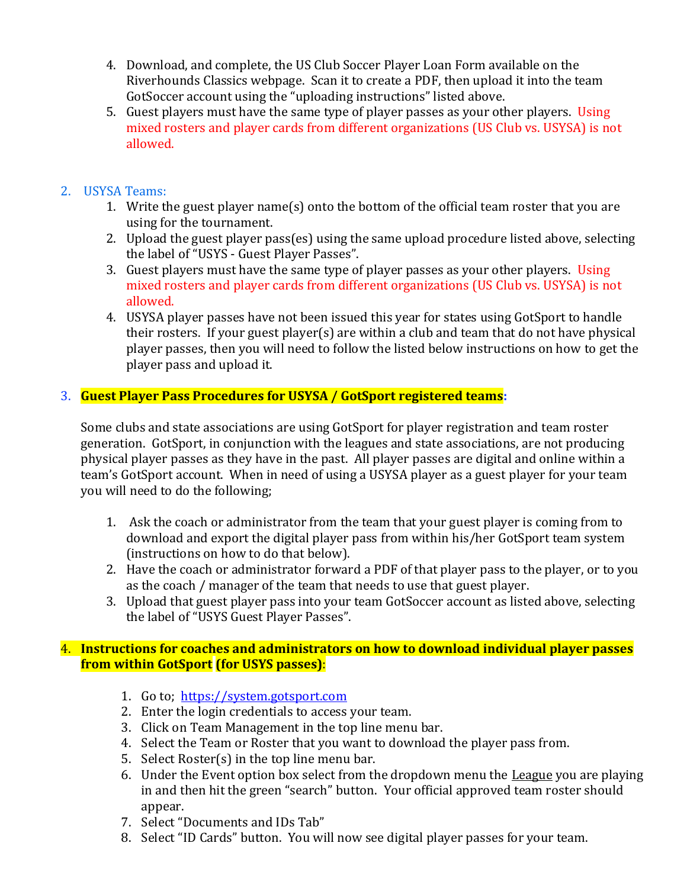4. Download, and complete, the US Club Soccer Player Loan Form available on the Riverhounds Classics webpage. Scan it to create a PDF, then upload it into the team GotSoccer account using the "uploading instructions" listed above.
5. Guest players must have the same type of player passes as your other players. Using mixed rosters and player cards from different organizations (US Club vs. USYSA) is not allowed.

2. USYSA Teams:

   1. Write the guest player name(s) onto the bottom of the official team roster that you are using for the tournament.
   2. Upload the guest player pass(es) using the same upload procedure listed above, selecting the label of "USYS - Guest Player Passes".
   3. Guest players must have the same type of player passes as your other players. Using mixed rosters and player cards from different organizations (US Club vs. USYSA) is not allowed.
   4. USYSA player passes have not been issued this year for states using GotSport to handle their rosters. If your guest player(s) are within a club and team that do not have physical player passes, then you will need to follow the listed below instructions on how to get the player pass and upload it.

3. **Guest Player Pass Procedures for USYSA / GotSport registered teams:**

   Some clubs and state associations are using GotSport for player registration and team roster generation. GotSport, in conjunction with the leagues and state associations, are not producing physical player passes as they have in the past. All player passes are digital and online within a team's GotSport account. When in need of using a USYSA player as a guest player for your team you will need to do the following;

   1. Ask the coach or administrator from the team that your guest player is coming from to download and export the digital player pass from within his/her GotSport team system (instructions on how to do that below).
   2. Have the coach or administrator forward a PDF of that player pass to the player, or to you as the coach / manager of the team that needs to use that guest player.
   3. Upload that guest player pass into your team GotSoccer account as listed above, selecting the label of "USYS Guest Player Passes".

4. **Instructions for coaches and administrators on how to download individual player passes from within GotSport (for USYS passes):**

   1. Go to; https://system.gotsport.com
   2. Enter the login credentials to access your team.
   3. Click on Team Management in the top line menu bar.
   4. Select the Team or Roster that you want to download the player pass from.
   5. Select Roster(s) in the top line menu bar.
   6. Under the Event option box select from the dropdown menu the League you are playing in and then hit the green "search" button. Your official approved team roster should appear.
   7. Select "Documents and IDs Tab"
   8. Select "ID Cards" button. You will now see digital player passes for your team.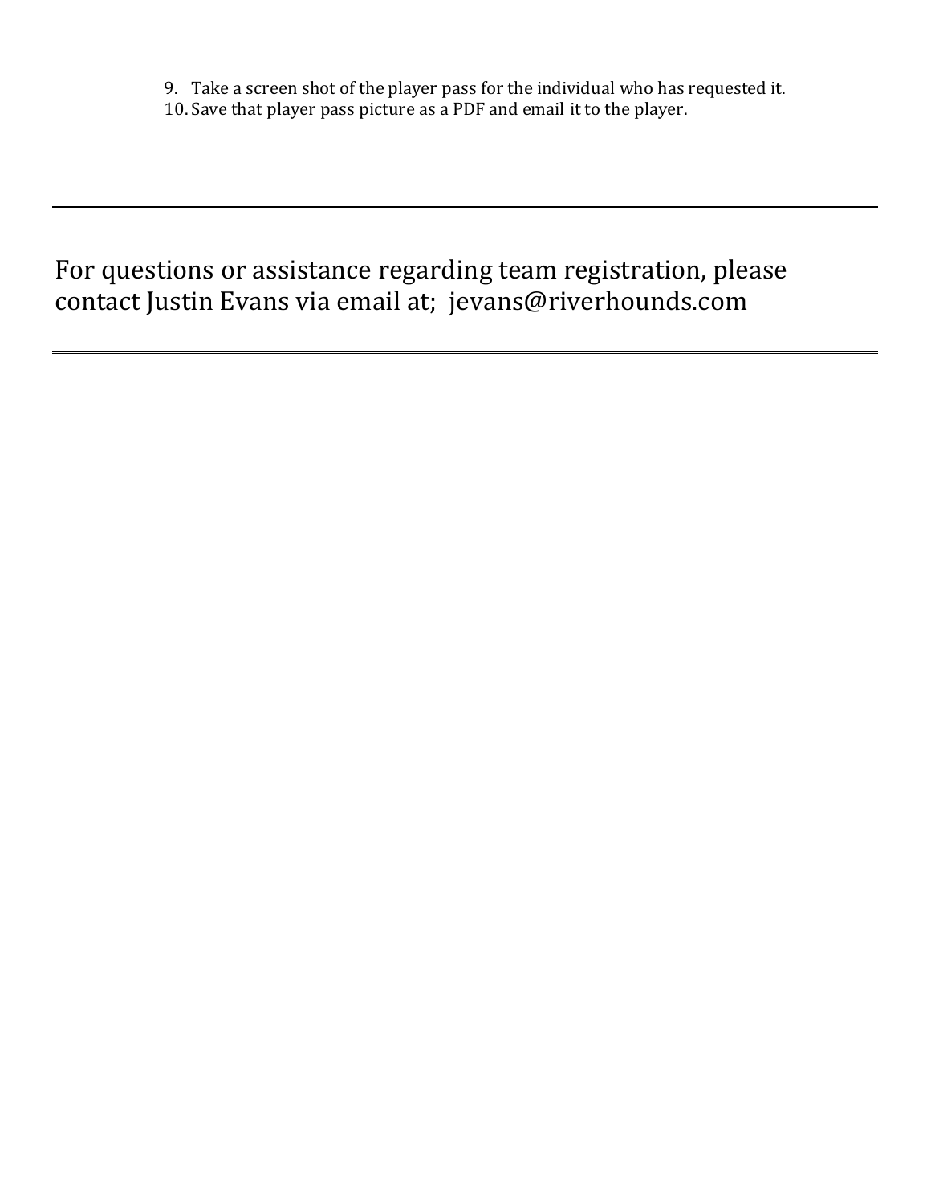9. Take a screen shot of the player pass for the individual who has requested it.
10. Save that player pass picture as a PDF and email it to the player.

---

For questions or assistance regarding team registration, please contact Justin Evans via email at; jevans@riverhounds.com

---